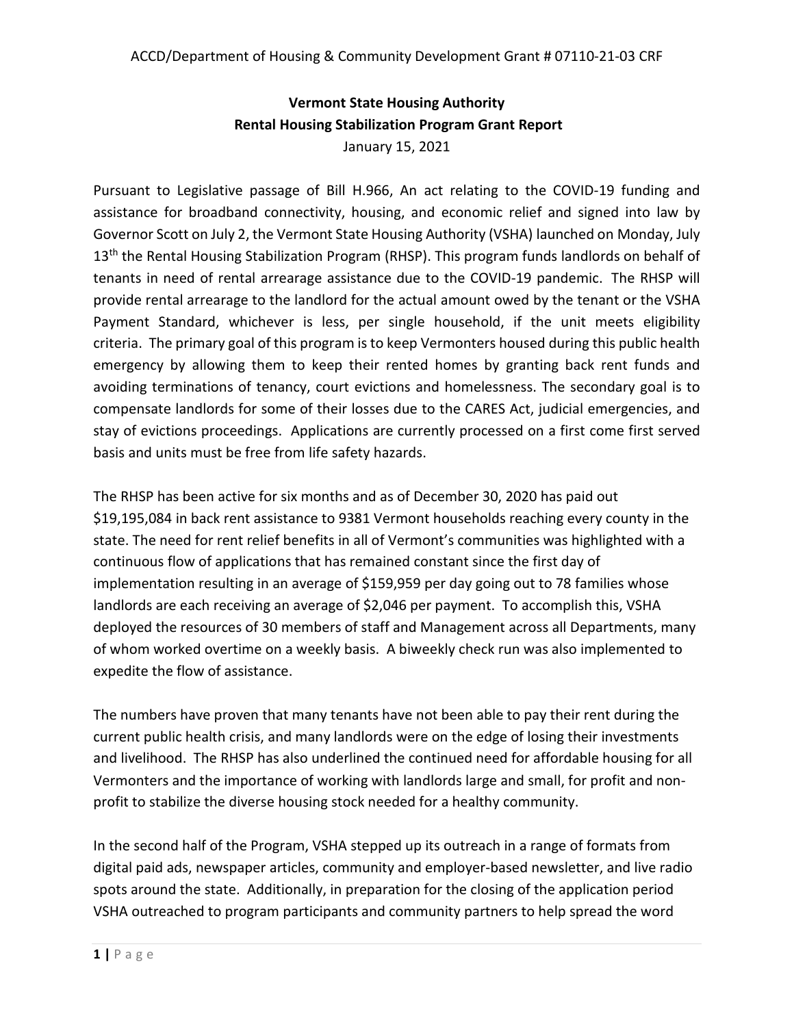ACCD/Department of Housing & Community Development Grant # 07110-21-03 CRF

**Vermont State Housing Authority**
**Rental Housing Stabilization Program Grant Report**
January 15, 2021

Pursuant to Legislative passage of Bill H.966, An act relating to the COVID-19 funding and assistance for broadband connectivity, housing, and economic relief and signed into law by Governor Scott on July 2, the Vermont State Housing Authority (VSHA) launched on Monday, July 13th the Rental Housing Stabilization Program (RHSP). This program funds landlords on behalf of tenants in need of rental arrearage assistance due to the COVID-19 pandemic. The RHSP will provide rental arrearage to the landlord for the actual amount owed by the tenant or the VSHA Payment Standard, whichever is less, per single household, if the unit meets eligibility criteria. The primary goal of this program is to keep Vermonters housed during this public health emergency by allowing them to keep their rented homes by granting back rent funds and avoiding terminations of tenancy, court evictions and homelessness. The secondary goal is to compensate landlords for some of their losses due to the CARES Act, judicial emergencies, and stay of evictions proceedings. Applications are currently processed on a first come first served basis and units must be free from life safety hazards.

The RHSP has been active for six months and as of December 30, 2020 has paid out $19,195,084 in back rent assistance to 9381 Vermont households reaching every county in the state. The need for rent relief benefits in all of Vermont's communities was highlighted with a continuous flow of applications that has remained constant since the first day of implementation resulting in an average of $159,959 per day going out to 78 families whose landlords are each receiving an average of $2,046 per payment. To accomplish this, VSHA deployed the resources of 30 members of staff and Management across all Departments, many of whom worked overtime on a weekly basis. A biweekly check run was also implemented to expedite the flow of assistance.

The numbers have proven that many tenants have not been able to pay their rent during the current public health crisis, and many landlords were on the edge of losing their investments and livelihood. The RHSP has also underlined the continued need for affordable housing for all Vermonters and the importance of working with landlords large and small, for profit and non-profit to stabilize the diverse housing stock needed for a healthy community.

In the second half of the Program, VSHA stepped up its outreach in a range of formats from digital paid ads, newspaper articles, community and employer-based newsletter, and live radio spots around the state. Additionally, in preparation for the closing of the application period VSHA outreached to program participants and community partners to help spread the word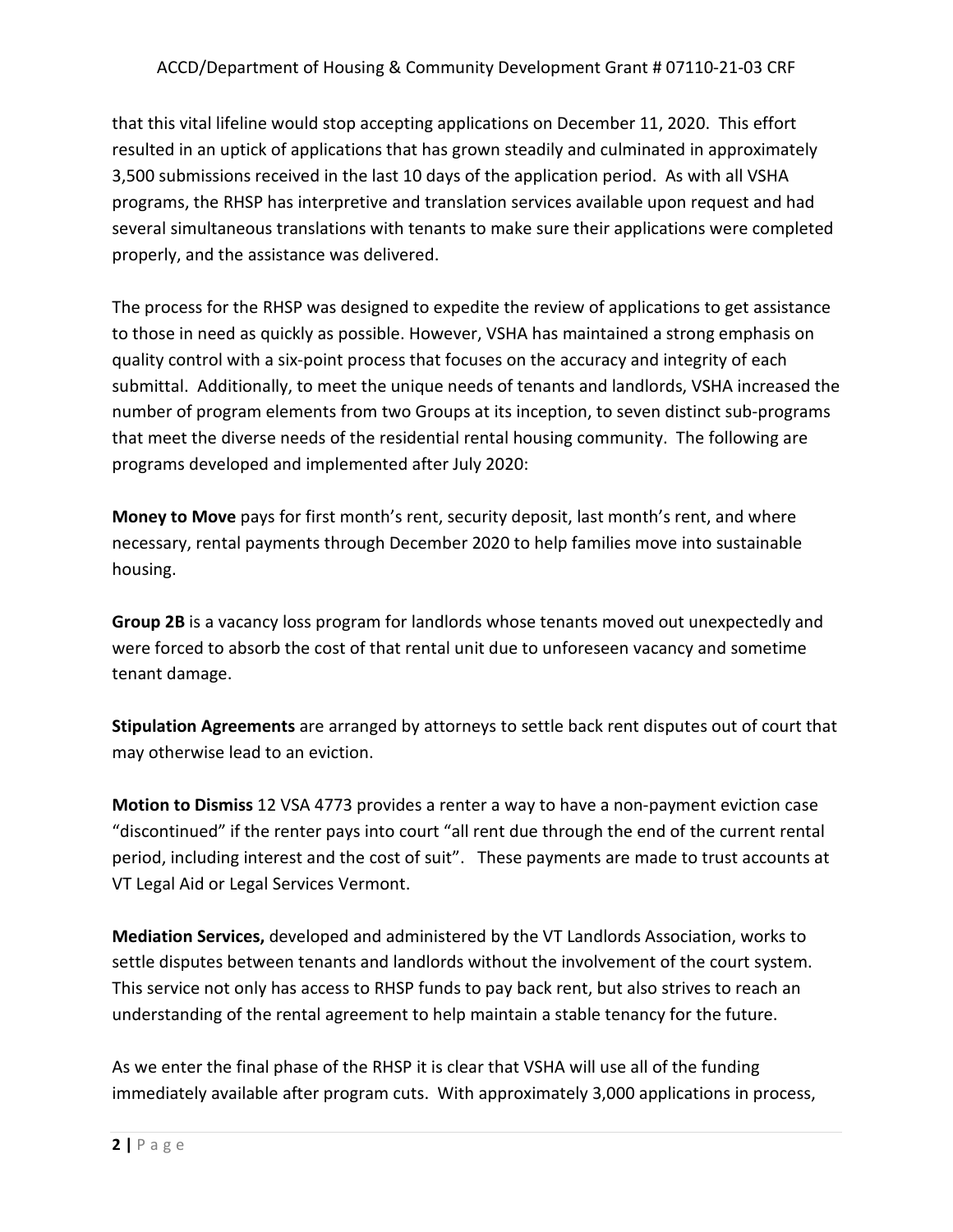that this vital lifeline would stop accepting applications on December 11, 2020. This effort resulted in an uptick of applications that has grown steadily and culminated in approximately 3,500 submissions received in the last 10 days of the application period. As with all VSHA programs, the RHSP has interpretive and translation services available upon request and had several simultaneous translations with tenants to make sure their applications were completed properly, and the assistance was delivered.

The process for the RHSP was designed to expedite the review of applications to get assistance to those in need as quickly as possible. However, VSHA has maintained a strong emphasis on quality control with a six-point process that focuses on the accuracy and integrity of each submittal. Additionally, to meet the unique needs of tenants and landlords, VSHA increased the number of program elements from two Groups at its inception, to seven distinct sub-programs that meet the diverse needs of the residential rental housing community. The following are programs developed and implemented after July 2020:

**Money to Move** pays for first month's rent, security deposit, last month's rent, and where necessary, rental payments through December 2020 to help families move into sustainable housing.

**Group 2B** is a vacancy loss program for landlords whose tenants moved out unexpectedly and were forced to absorb the cost of that rental unit due to unforeseen vacancy and sometime tenant damage.

**Stipulation Agreements** are arranged by attorneys to settle back rent disputes out of court that may otherwise lead to an eviction.

**Motion to Dismiss** 12 VSA 4773 provides a renter a way to have a non-payment eviction case "discontinued" if the renter pays into court "all rent due through the end of the current rental period, including interest and the cost of suit". These payments are made to trust accounts at VT Legal Aid or Legal Services Vermont.

**Mediation Services,** developed and administered by the VT Landlords Association, works to settle disputes between tenants and landlords without the involvement of the court system. This service not only has access to RHSP funds to pay back rent, but also strives to reach an understanding of the rental agreement to help maintain a stable tenancy for the future.

As we enter the final phase of the RHSP it is clear that VSHA will use all of the funding immediately available after program cuts. With approximately 3,000 applications in process,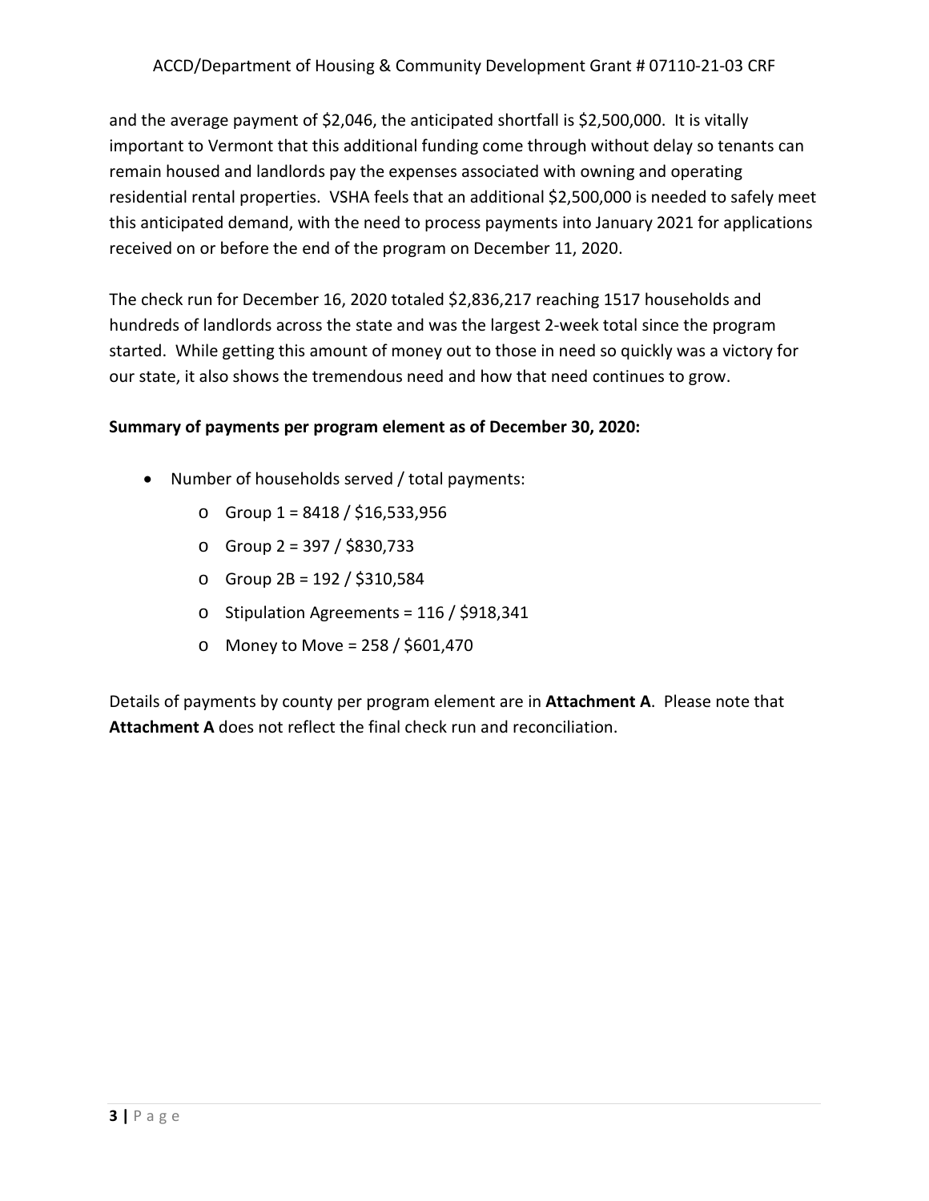and the average payment of $2,046, the anticipated shortfall is $2,500,000. It is vitally important to Vermont that this additional funding come through without delay so tenants can remain housed and landlords pay the expenses associated with owning and operating residential rental properties. VSHA feels that an additional $2,500,000 is needed to safely meet this anticipated demand, with the need to process payments into January 2021 for applications received on or before the end of the program on December 11, 2020.

The check run for December 16, 2020 totaled $2,836,217 reaching 1517 households and hundreds of landlords across the state and was the largest 2-week total since the program started. While getting this amount of money out to those in need so quickly was a victory for our state, it also shows the tremendous need and how that need continues to grow.

**Summary of payments per program element as of December 30, 2020:**

- Number of households served / total payments:
  - Group 1 = 8418 / $16,533,956
  - Group 2 = 397 / $830,733
  - Group 2B = 192 / $310,584
  - Stipulation Agreements = 116 / $918,341
  - Money to Move = 258 / $601,470

Details of payments by county per program element are in **Attachment A**. Please note that **Attachment A** does not reflect the final check run and reconciliation.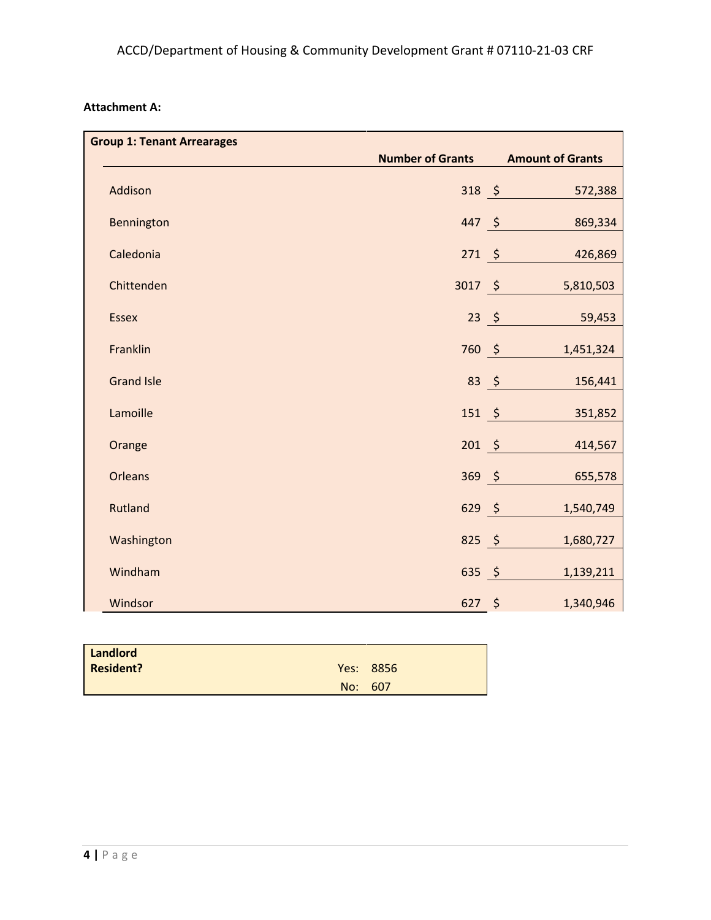**Attachment A:**

| Group 1: Tenant Arrearages | Number of Grants | Amount of Grants |
|---|---|---|
| Addison | 318 | $ 572,388 |
| Bennington | 447 | $ 869,334 |
| Caledonia | 271 | $ 426,869 |
| Chittenden | 3017 | $ 5,810,503 |
| Essex | 23 | $ 59,453 |
| Franklin | 760 | $ 1,451,324 |
| Grand Isle | 83 | $ 156,441 |
| Lamoille | 151 | $ 351,852 |
| Orange | 201 | $ 414,567 |
| Orleans | 369 | $ 655,578 |
| Rutland | 629 | $ 1,540,749 |
| Washington | 825 | $ 1,680,727 |
| Windham | 635 | $ 1,139,211 |
| Windsor | 627 | $ 1,340,946 |

| Landlord Resident? | | |
|---|---|---|
| | Yes: | 8856 |
| | No: | 607 |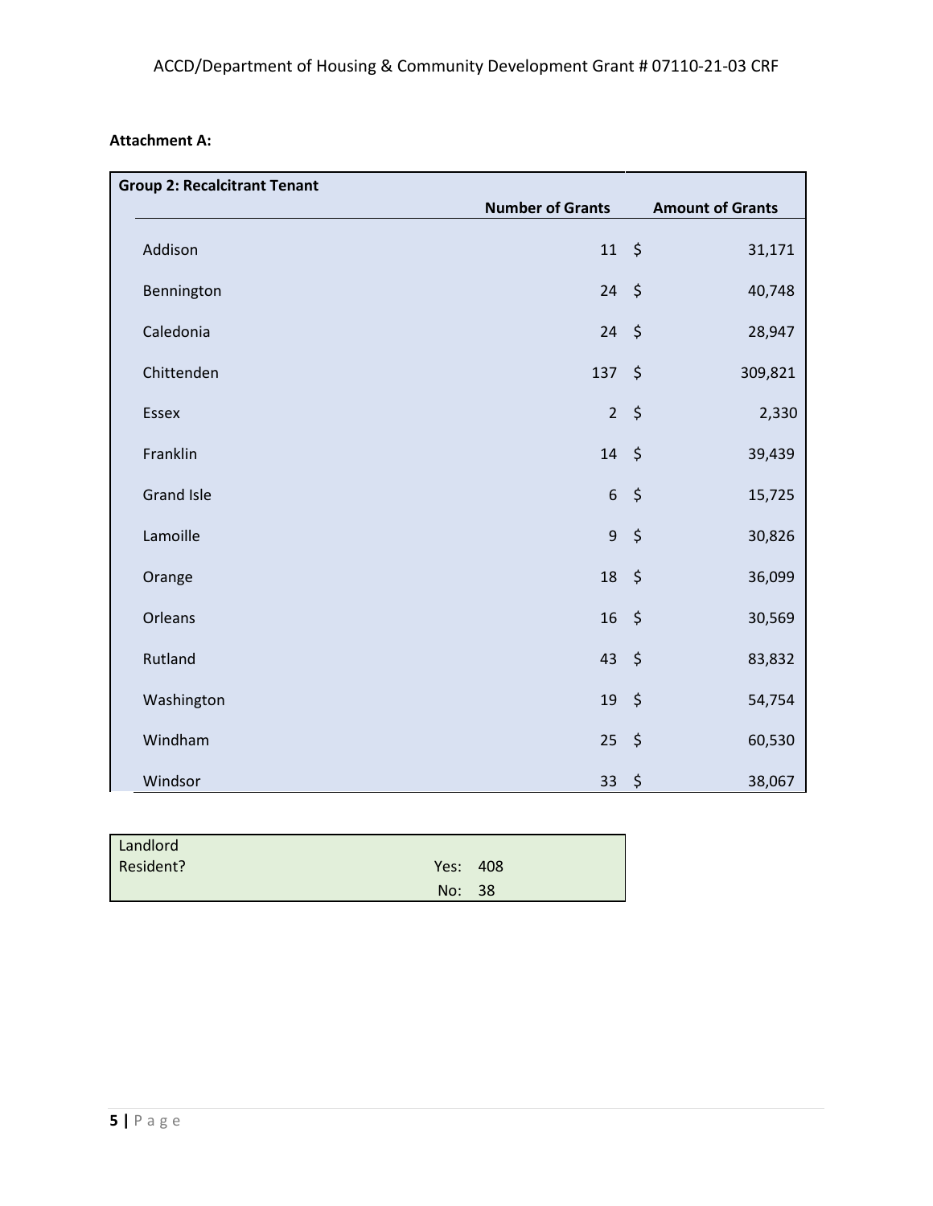**Attachment A:**

| Group 2: Recalcitrant Tenant | Number of Grants | Amount of Grants |
|---|---|---|
| Addison | 11 | $ 31,171 |
| Bennington | 24 | $ 40,748 |
| Caledonia | 24 | $ 28,947 |
| Chittenden | 137 | $ 309,821 |
| Essex | 2 | $ 2,330 |
| Franklin | 14 | $ 39,439 |
| Grand Isle | 6 | $ 15,725 |
| Lamoille | 9 | $ 30,826 |
| Orange | 18 | $ 36,099 |
| Orleans | 16 | $ 30,569 |
| Rutland | 43 | $ 83,832 |
| Washington | 19 | $ 54,754 |
| Windham | 25 | $ 60,530 |
| Windsor | 33 | $ 38,067 |

| Landlord Resident? | | |
|---|---|---|
| | Yes: | 408 |
| | No: | 38 |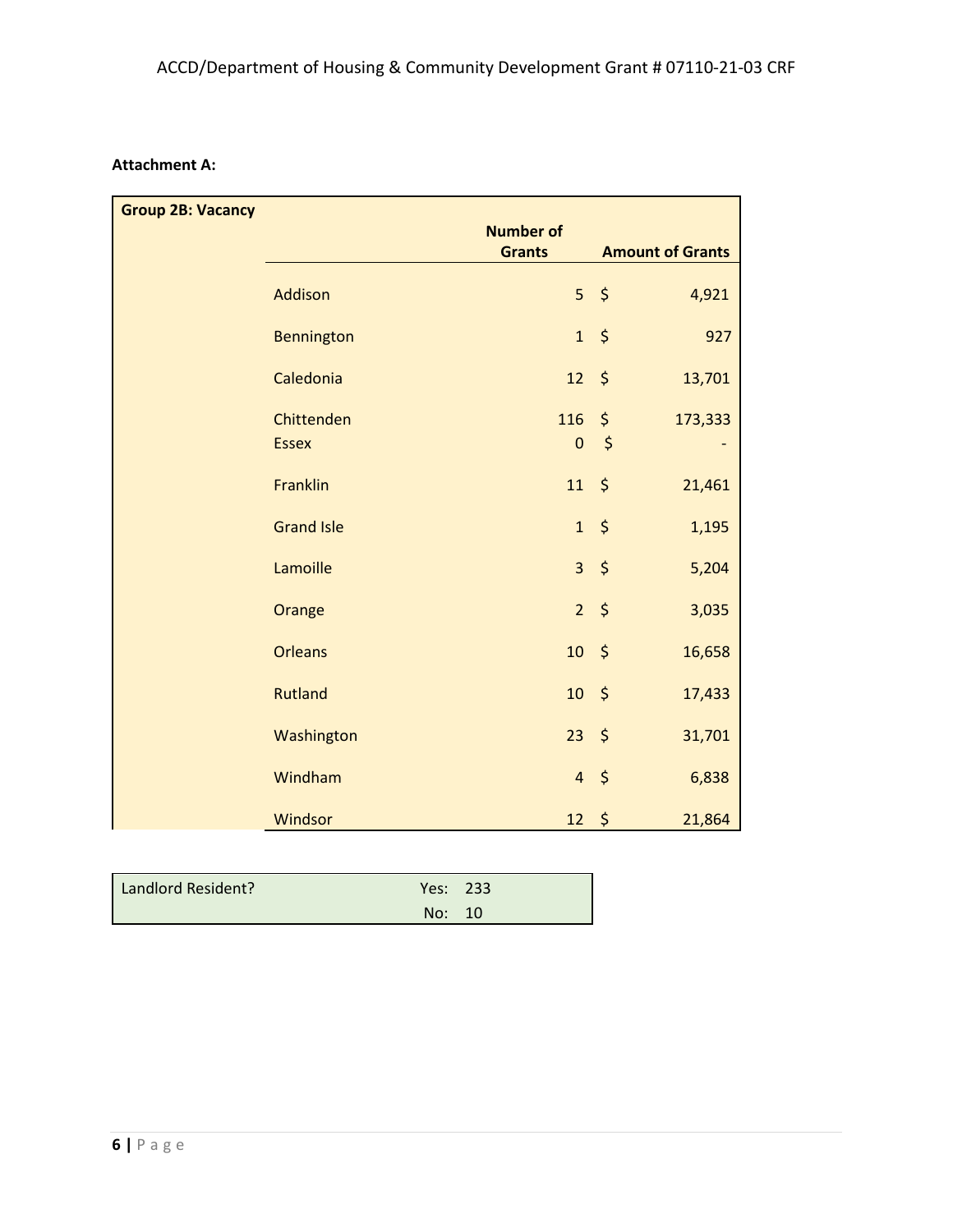**Attachment A:**

| Group 2B: Vacancy | | Number of Grants | Amount of Grants |
|---|---|---|---|
| | Addison | 5 | $ 4,921 |
| | Bennington | 1 | $ 927 |
| | Caledonia | 12 | $ 13,701 |
| | Chittenden | 116 | $ 173,333 |
| | Essex | 0 | $ - |
| | Franklin | 11 | $ 21,461 |
| | Grand Isle | 1 | $ 1,195 |
| | Lamoille | 3 | $ 5,204 |
| | Orange | 2 | $ 3,035 |
| | Orleans | 10 | $ 16,658 |
| | Rutland | 10 | $ 17,433 |
| | Washington | 23 | $ 31,701 |
| | Windham | 4 | $ 6,838 |
| | Windsor | 12 | $ 21,864 |

| Landlord Resident? | |
|---|---|
| | Yes: 233 |
| | No: 10 |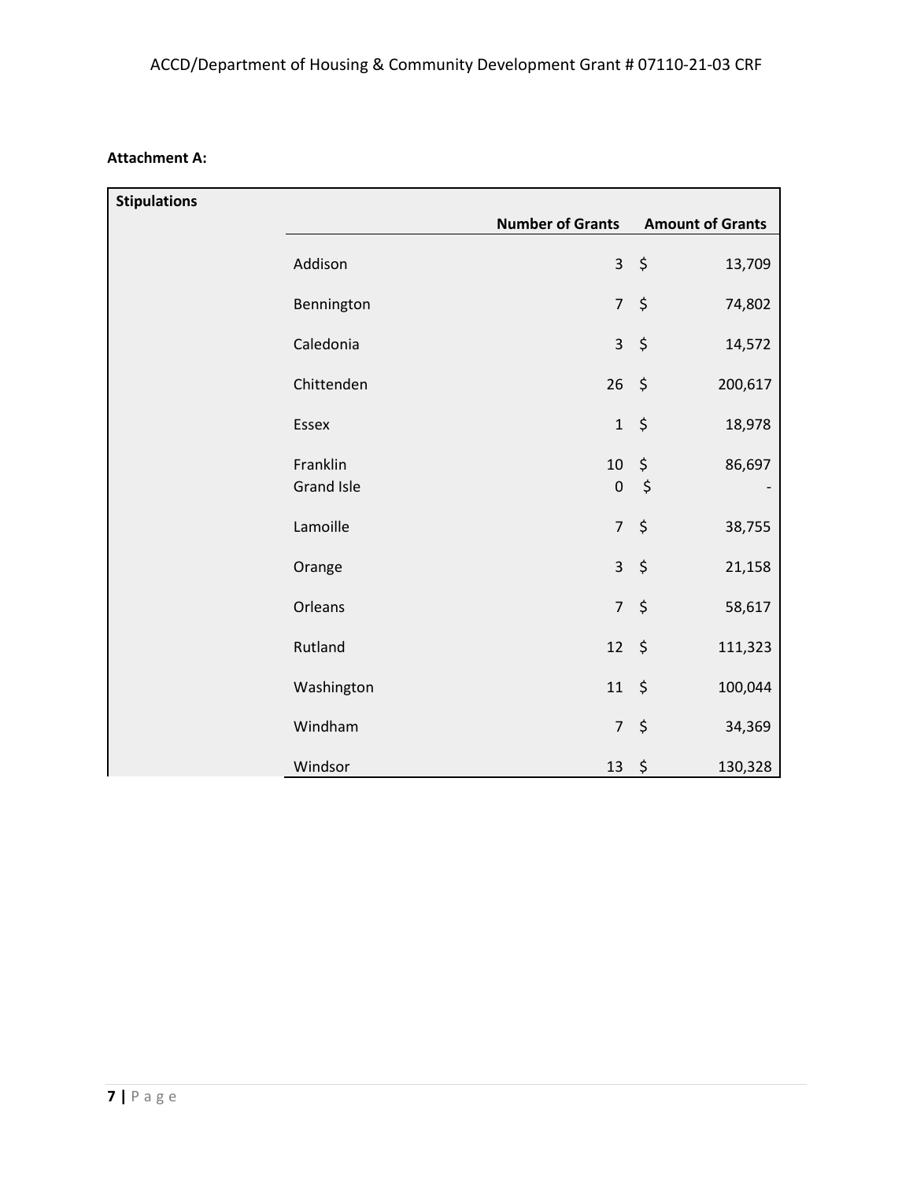**Attachment A:**

**Stipulations**

| | Number of Grants | Amount of Grants |
|---|---|---|
| Addison | 3 | $ 13,709 |
| Bennington | 7 | $ 74,802 |
| Caledonia | 3 | $ 14,572 |
| Chittenden | 26 | $ 200,617 |
| Essex | 1 | $ 18,978 |
| Franklin | 10 | $ 86,697 |
| Grand Isle | 0 | $ - |
| Lamoille | 7 | $ 38,755 |
| Orange | 3 | $ 21,158 |
| Orleans | 7 | $ 58,617 |
| Rutland | 12 | $ 111,323 |
| Washington | 11 | $ 100,044 |
| Windham | 7 | $ 34,369 |
| Windsor | 13 | $ 130,328 |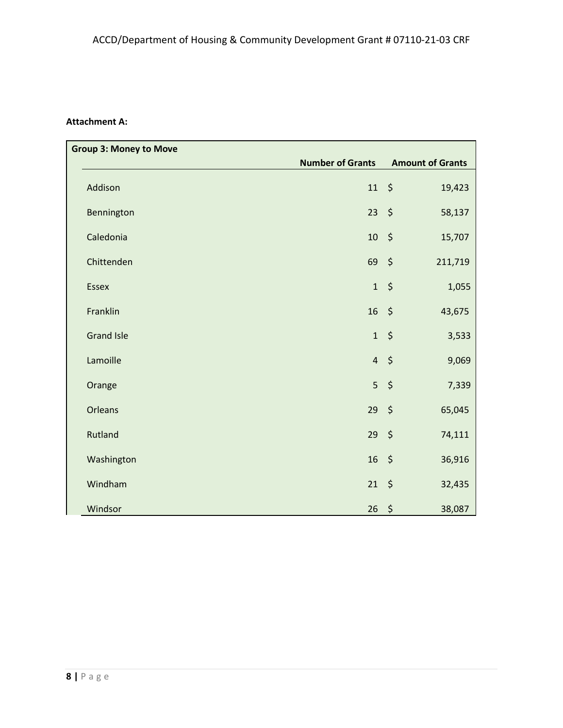**Attachment A:**

| Group 3: Money to Move | Number of Grants | Amount of Grants |
|---|---|---|
| Addison | 11 | $ 19,423 |
| Bennington | 23 | $ 58,137 |
| Caledonia | 10 | $ 15,707 |
| Chittenden | 69 | $ 211,719 |
| Essex | 1 | $ 1,055 |
| Franklin | 16 | $ 43,675 |
| Grand Isle | 1 | $ 3,533 |
| Lamoille | 4 | $ 9,069 |
| Orange | 5 | $ 7,339 |
| Orleans | 29 | $ 65,045 |
| Rutland | 29 | $ 74,111 |
| Washington | 16 | $ 36,916 |
| Windham | 21 | $ 32,435 |
| Windsor | 26 | $ 38,087 |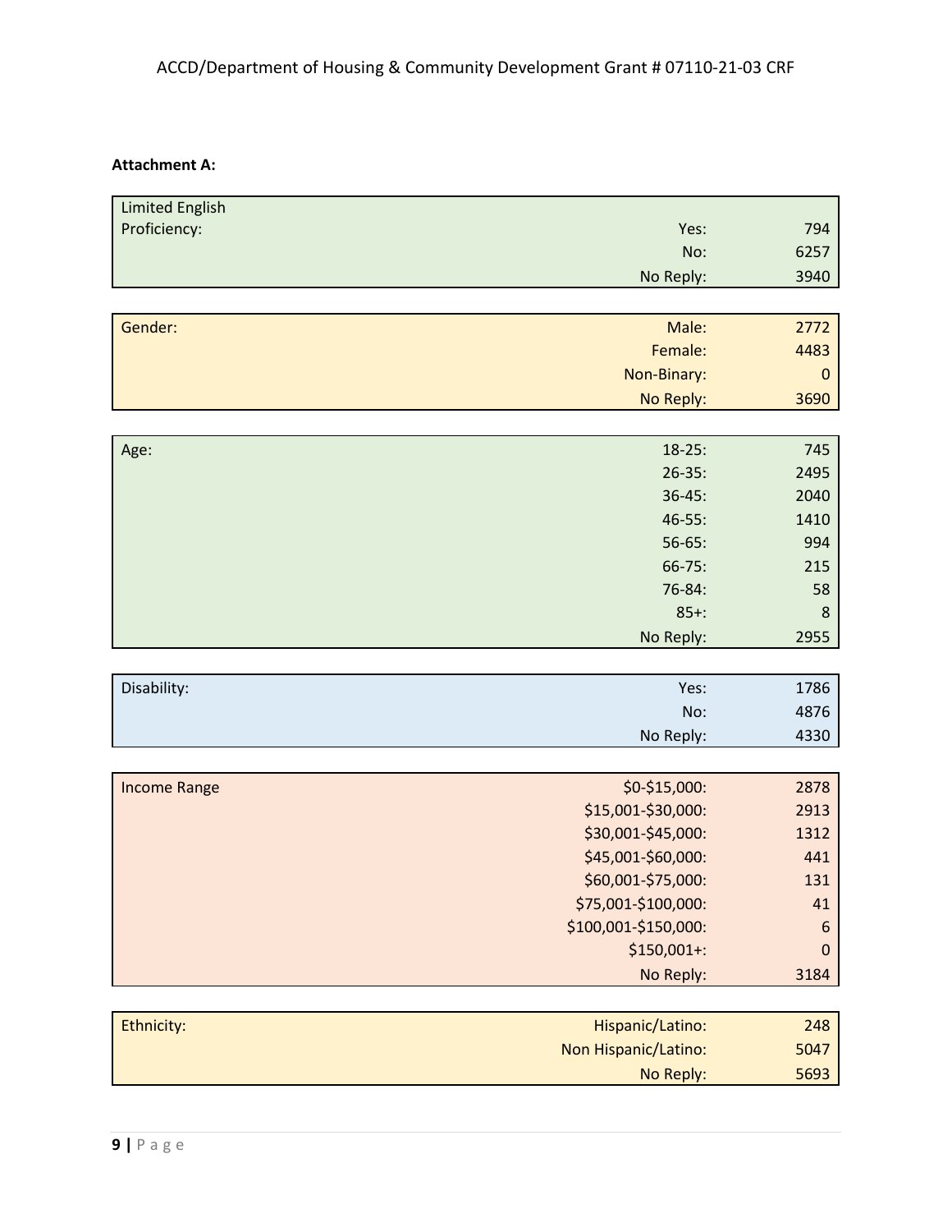**Attachment A:**

| Limited English Proficiency: | | |
|---|---|---|
| | Yes: | 794 |
| | No: | 6257 |
| | No Reply: | 3940 |

| Gender: | | |
|---|---|---|
| | Male: | 2772 |
| | Female: | 4483 |
| | Non-Binary: | 0 |
| | No Reply: | 3690 |

| Age: | | |
|---|---|---|
| | 18-25: | 745 |
| | 26-35: | 2495 |
| | 36-45: | 2040 |
| | 46-55: | 1410 |
| | 56-65: | 994 |
| | 66-75: | 215 |
| | 76-84: | 58 |
| | 85+: | 8 |
| | No Reply: | 2955 |

| Disability: | | |
|---|---|---|
| | Yes: | 1786 |
| | No: | 4876 |
| | No Reply: | 4330 |

| Income Range | | |
|---|---|---|
| | $0-$15,000: | 2878 |
| | $15,001-$30,000: | 2913 |
| | $30,001-$45,000: | 1312 |
| | $45,001-$60,000: | 441 |
| | $60,001-$75,000: | 131 |
| | $75,001-$100,000: | 41 |
| | $100,001-$150,000: | 6 |
| | $150,001+: | 0 |
| | No Reply: | 3184 |

| Ethnicity: | | |
|---|---|---|
| | Hispanic/Latino: | 248 |
| | Non Hispanic/Latino: | 5047 |
| | No Reply: | 5693 |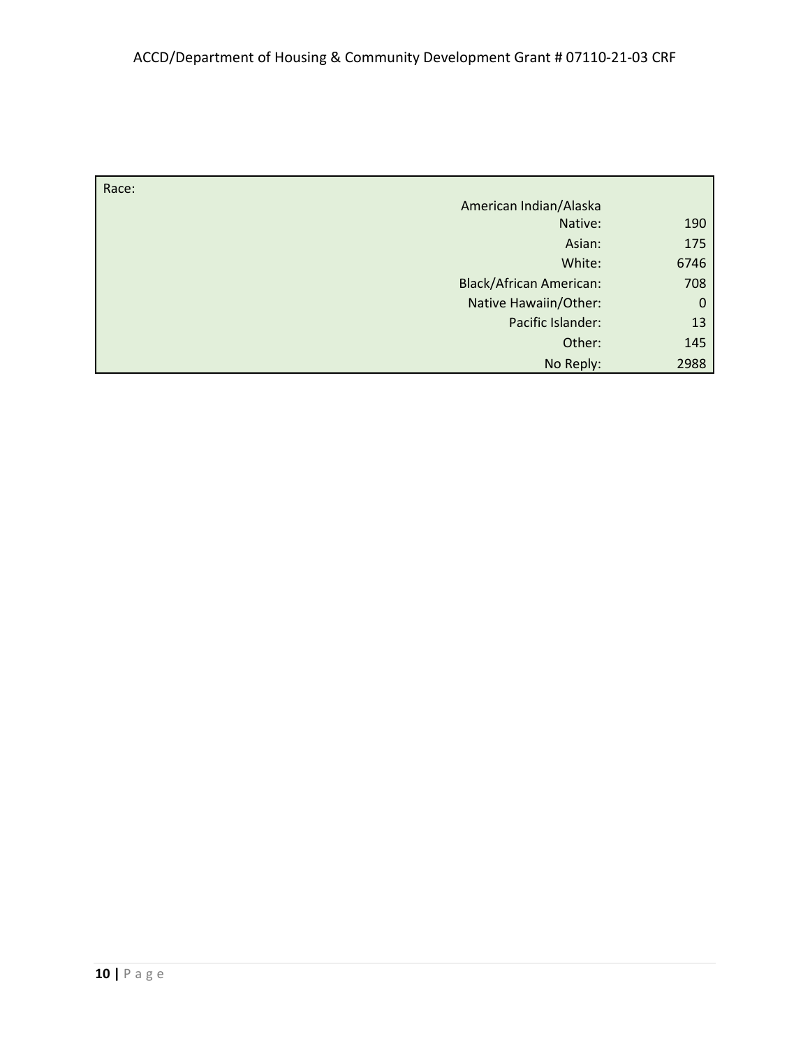| Race: | |
|---|---|
| American Indian/Alaska Native: | 190 |
| Asian: | 175 |
| White: | 6746 |
| Black/African American: | 708 |
| Native Hawaiin/Other: | 0 |
| Pacific Islander: | 13 |
| Other: | 145 |
| No Reply: | 2988 |